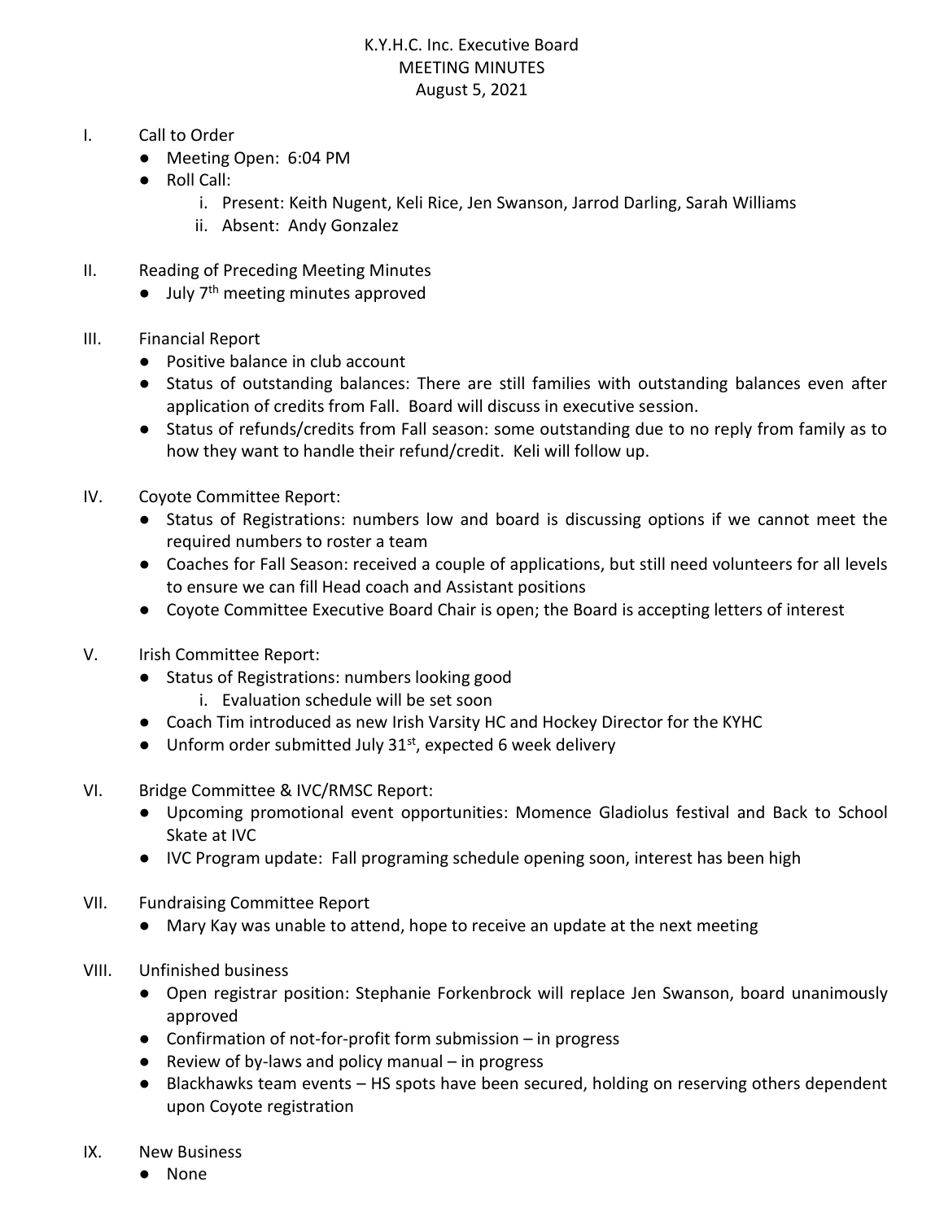# K.Y.H.C. Inc. Executive Board
# MEETING MINUTES
# August 5, 2021

I. Call to Order
- Meeting Open: 6:04 PM
- Roll Call:
    - i. Present: Keith Nugent, Keli Rice, Jen Swanson, Jarrod Darling, Sarah Williams
    - ii. Absent: Andy Gonzalez

II. Reading of Preceding Meeting Minutes
- July 7th meeting minutes approved

III. Financial Report
- Positive balance in club account
- Status of outstanding balances: There are still families with outstanding balances even after application of credits from Fall. Board will discuss in executive session.
- Status of refunds/credits from Fall season: some outstanding due to no reply from family as to how they want to handle their refund/credit. Keli will follow up.

IV. Coyote Committee Report:
- Status of Registrations: numbers low and board is discussing options if we cannot meet the required numbers to roster a team
- Coaches for Fall Season: received a couple of applications, but still need volunteers for all levels to ensure we can fill Head coach and Assistant positions
- Coyote Committee Executive Board Chair is open; the Board is accepting letters of interest

V. Irish Committee Report:
- Status of Registrations: numbers looking good
    - i. Evaluation schedule will be set soon
- Coach Tim introduced as new Irish Varsity HC and Hockey Director for the KYHC
- Unform order submitted July 31st, expected 6 week delivery

VI. Bridge Committee & IVC/RMSC Report:
- Upcoming promotional event opportunities: Momence Gladiolus festival and Back to School Skate at IVC
- IVC Program update: Fall programing schedule opening soon, interest has been high

VII. Fundraising Committee Report
- Mary Kay was unable to attend, hope to receive an update at the next meeting

VIII. Unfinished business
- Open registrar position: Stephanie Forkenbrock will replace Jen Swanson, board unanimously approved
- Confirmation of not-for-profit form submission – in progress
- Review of by-laws and policy manual – in progress
- Blackhawks team events – HS spots have been secured, holding on reserving others dependent upon Coyote registration

IX. New Business
- None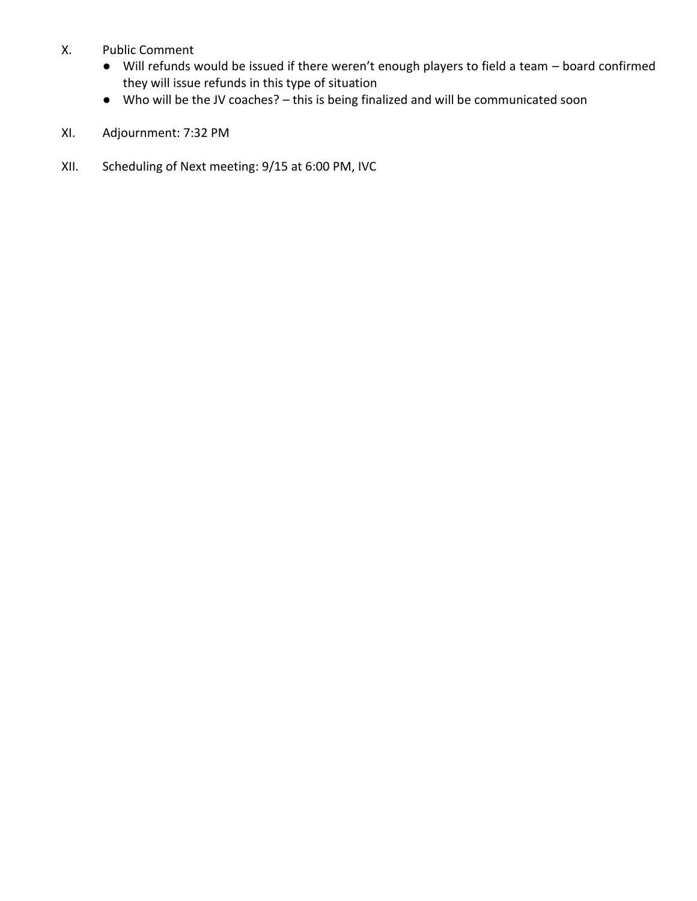X. Public Comment
- Will refunds would be issued if there weren't enough players to field a team – board confirmed they will issue refunds in this type of situation
- Who will be the JV coaches? – this is being finalized and will be communicated soon

XI. Adjournment: 7:32 PM

XII. Scheduling of Next meeting: 9/15 at 6:00 PM, IVC